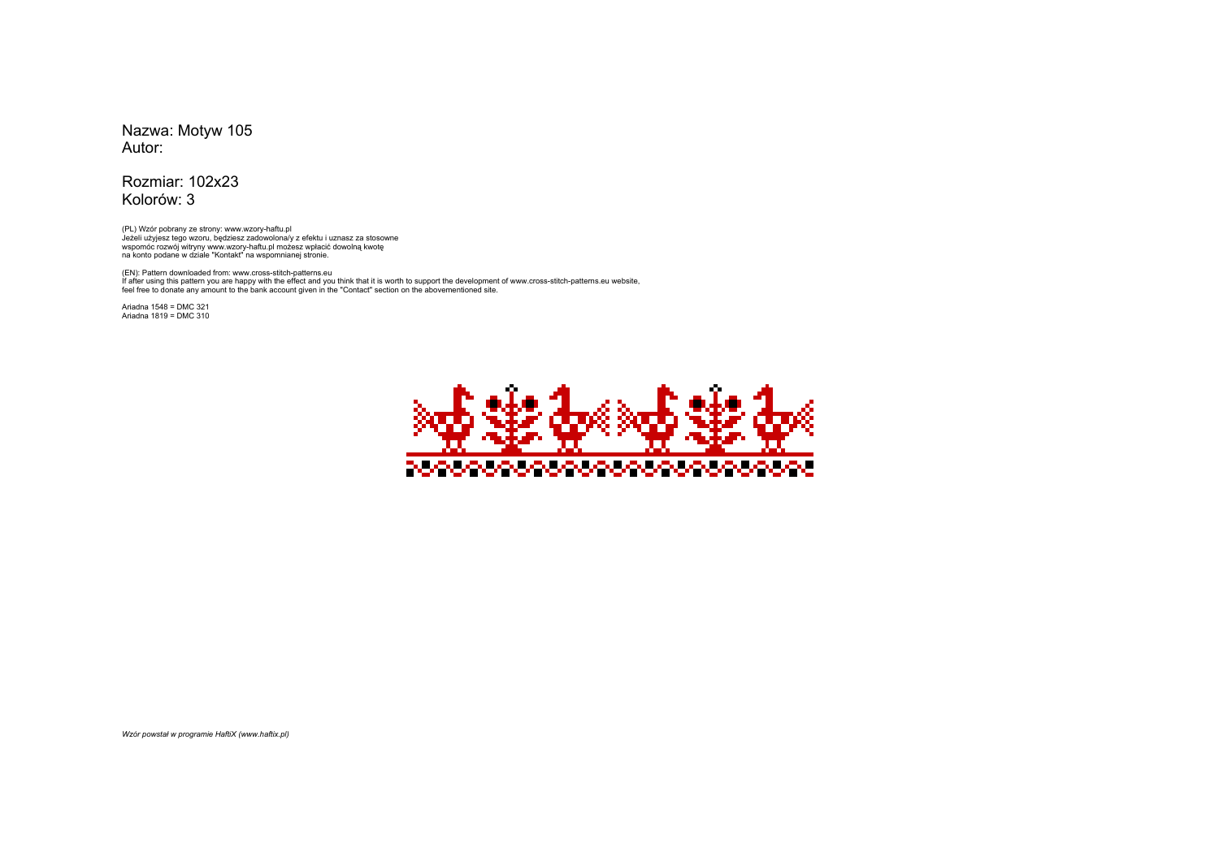Nazwa: Motyw 105
Autor:

Rozmiar: 102x23
Kolorów: 3

(PL) Wzór pobrany ze strony: www.wzory-haftu.pl
Jeżeli użyjesz tego wzoru, będziesz zadowolona/y z efektu i uznasz za stosowne wspomóc rozwój witryny www.wzory-haftu.pl możesz wpłacić dowolną kwotę na konto podane w dziale "Kontakt" na wspomnianej stronie.

(EN): Pattern downloaded from: www.cross-stitch-patterns.eu
If after using this pattern you are happy with the effect and you think that it is worth to support the development of www.cross-stitch-patterns.eu website, feel free to donate any amount to the bank account given in the "Contact" section on the abovementioned site.

Ariadna 1548 = DMC 321
Ariadna 1819 = DMC 310

*Wzór powstał w programie HaftiX (www.haftix.pl)*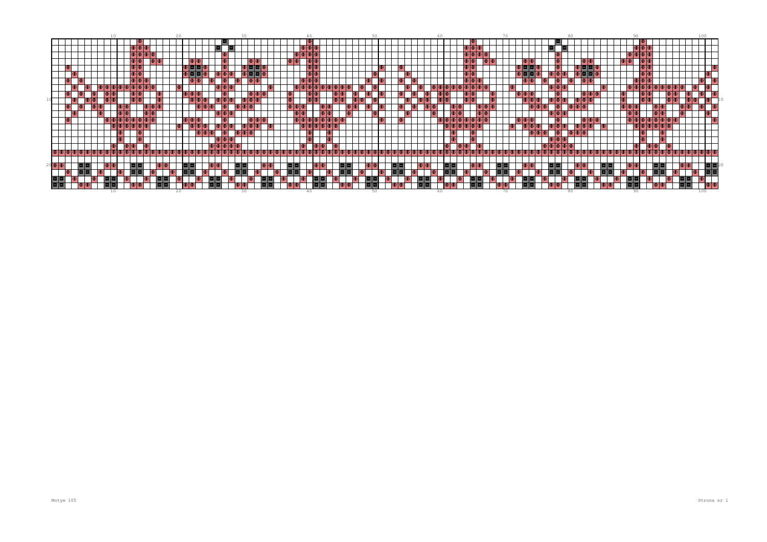Motyw 105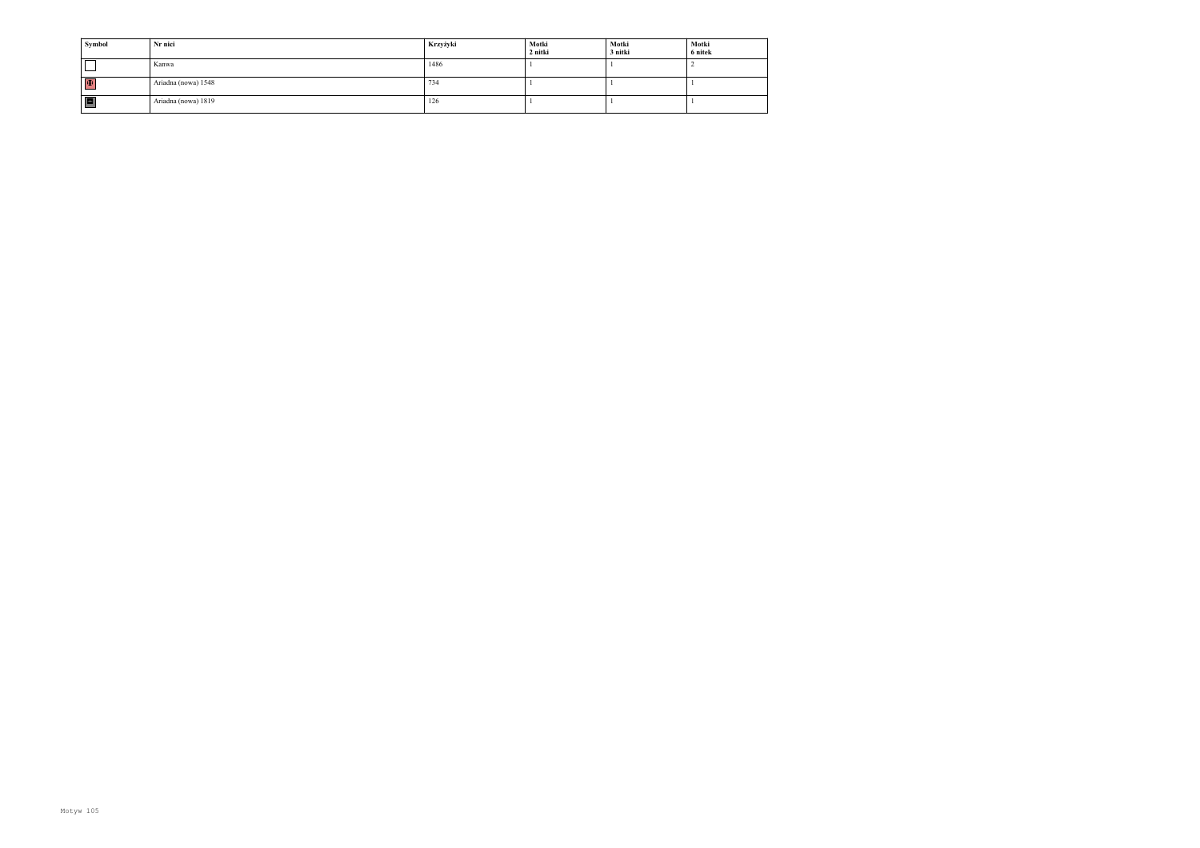| Symbol | Nr nici | Krzyżyki | Motki 2 nitki | Motki 3 nitki | Motki 6 nitek |
|---|---|---|---|---|---|
| | Kanwa | 1486 | 1 | 1 | 2 |
| | Ariadna (nowa) 1548 | 734 | 1 | 1 | 1 |
| | Ariadna (nowa) 1819 | 126 | 1 | 1 | 1 |

Motyw 105